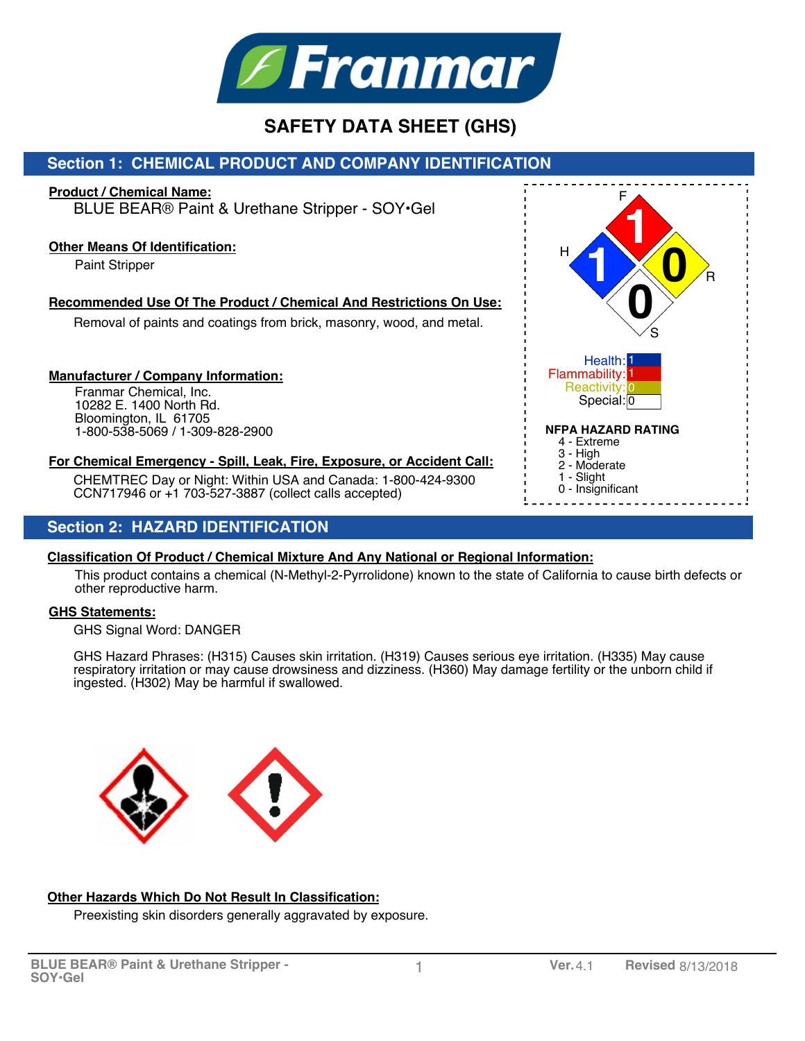# Franmar

## SAFETY DATA SHEET (GHS)

## Section 1: CHEMICAL PRODUCT AND COMPANY IDENTIFICATION

**Product / Chemical Name:**

BLUE BEAR® Paint & Urethane Stripper - SOY•Gel

**Other Means Of Identification:**

Paint Stripper

**Recommended Use Of The Product / Chemical And Restrictions On Use:**

Removal of paints and coatings from brick, masonry, wood, and metal.

**Manufacturer / Company Information:**

Franmar Chemical, Inc.
10282 E. 1400 North Rd.
Bloomington, IL 61705
1-800-538-5069 / 1-309-828-2900

**For Chemical Emergency - Spill, Leak, Fire, Exposure, or Accident Call:**

CHEMTREC Day or Night: Within USA and Canada: 1-800-424-9300
CCN717946 or +1 703-527-3887 (collect calls accepted)

| | |
|---|---|
| Health: | 1 |
| Flammability: | 1 |
| Reactivity: | 0 |
| Special: | 0 |

**NFPA HAZARD RATING**

- 4 - Extreme
- 3 - High
- 2 - Moderate
- 1 - Slight
- 0 - Insignificant

## Section 2: HAZARD IDENTIFICATION

**Classification Of Product / Chemical Mixture And Any National or Regional Information:**

This product contains a chemical (N-Methyl-2-Pyrrolidone) known to the state of California to cause birth defects or other reproductive harm.

**GHS Statements:**

GHS Signal Word: DANGER

GHS Hazard Phrases: (H315) Causes skin irritation. (H319) Causes serious eye irritation. (H335) May cause respiratory irritation or may cause drowsiness and dizziness. (H360) May damage fertility or the unborn child if ingested. (H302) May be harmful if swallowed.

**Other Hazards Which Do Not Result In Classification:**

Preexisting skin disorders generally aggravated by exposure.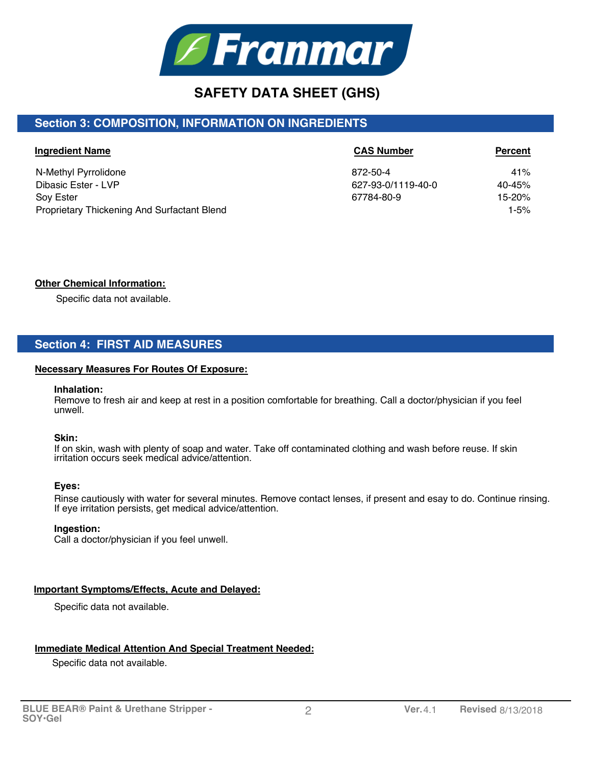# SAFETY DATA SHEET (GHS)

## Section 3: COMPOSITION, INFORMATION ON INGREDIENTS

| Ingredient Name | CAS Number | Percent |
|---|---|---|
| N-Methyl Pyrrolidone | 872-50-4 | 41% |
| Dibasic Ester - LVP | 627-93-0/1119-40-0 | 40-45% |
| Soy Ester | 67784-80-9 | 15-20% |
| Proprietary Thickening And Surfactant Blend | | 1-5% |

**Other Chemical Information:**

Specific data not available.

## Section 4: FIRST AID MEASURES

**Necessary Measures For Routes Of Exposure:**

**Inhalation:**
Remove to fresh air and keep at rest in a position comfortable for breathing. Call a doctor/physician if you feel unwell.

**Skin:**
If on skin, wash with plenty of soap and water. Take off contaminated clothing and wash before reuse. If skin irritation occurs seek medical advice/attention.

**Eyes:**
Rinse cautiously with water for several minutes. Remove contact lenses, if present and esay to do. Continue rinsing. If eye irritation persists, get medical advice/attention.

**Ingestion:**
Call a doctor/physician if you feel unwell.

**Important Symptoms/Effects, Acute and Delayed:**

Specific data not available.

**Immediate Medical Attention And Special Treatment Needed:**

Specific data not available.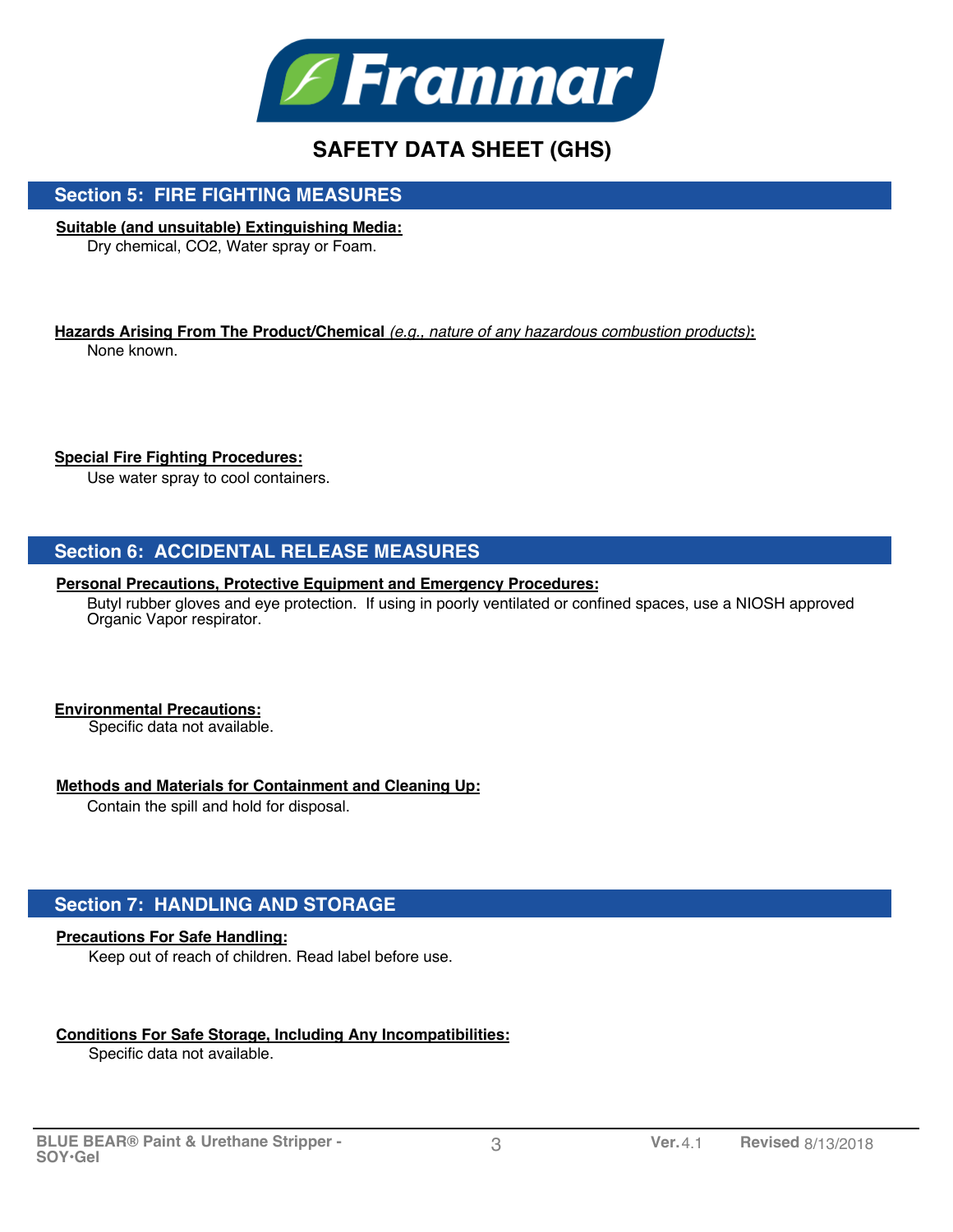# SAFETY DATA SHEET (GHS)

## Section 5: FIRE FIGHTING MEASURES

**Suitable (and unsuitable) Extinguishing Media:**

Dry chemical, $CO_2$, Water spray or Foam.

**Hazards Arising From The Product/Chemical** *(e.g., nature of any hazardous combustion products)***:**

None known.

**Special Fire Fighting Procedures:**

Use water spray to cool containers.

## Section 6: ACCIDENTAL RELEASE MEASURES

**Personal Precautions, Protective Equipment and Emergency Procedures:**

Butyl rubber gloves and eye protection. If using in poorly ventilated or confined spaces, use a NIOSH approved Organic Vapor respirator.

**Environmental Precautions:**

Specific data not available.

**Methods and Materials for Containment and Cleaning Up:**

Contain the spill and hold for disposal.

## Section 7: HANDLING AND STORAGE

**Precautions For Safe Handling:**

Keep out of reach of children. Read label before use.

**Conditions For Safe Storage, Including Any Incompatibilities:**

Specific data not available.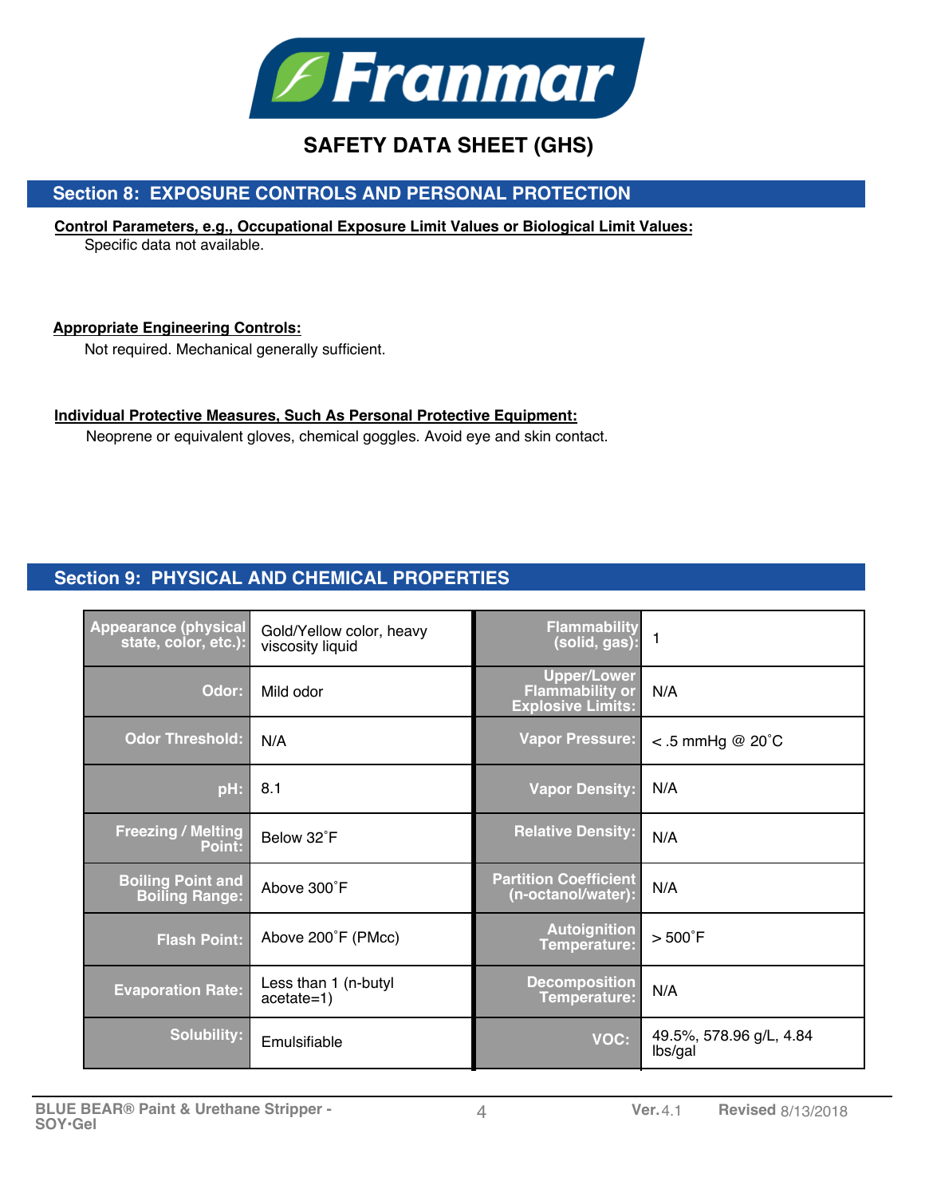# SAFETY DATA SHEET (GHS)

## Section 8: EXPOSURE CONTROLS AND PERSONAL PROTECTION

**Control Parameters, e.g., Occupational Exposure Limit Values or Biological Limit Values:**

Specific data not available.

**Appropriate Engineering Controls:**

Not required. Mechanical generally sufficient.

**Individual Protective Measures, Such As Personal Protective Equipment:**

Neoprene or equivalent gloves, chemical goggles. Avoid eye and skin contact.

## Section 9: PHYSICAL AND CHEMICAL PROPERTIES

| Property | Value | Property | Value |
|---|---|---|---|
| Appearance (physical state, color, etc.): | Gold/Yellow color, heavy viscosity liquid | Flammability (solid, gas): | 1 |
| Odor: | Mild odor | Upper/Lower Flammability or Explosive Limits: | N/A |
| Odor Threshold: | N/A | Vapor Pressure: | < .5 mmHg @ 20˚C |
| pH: | 8.1 | Vapor Density: | N/A |
| Freezing / Melting Point: | Below 32˚F | Relative Density: | N/A |
| Boiling Point and Boiling Range: | Above 300˚F | Partition Coefficient (n-octanol/water): | N/A |
| Flash Point: | Above 200˚F (PMcc) | Autoignition Temperature: | > 500˚F |
| Evaporation Rate: | Less than 1 (n-butyl acetate=1) | Decomposition Temperature: | N/A |
| Solubility: | Emulsifiable | VOC: | 49.5%, 578.96 g/L, 4.84 lbs/gal |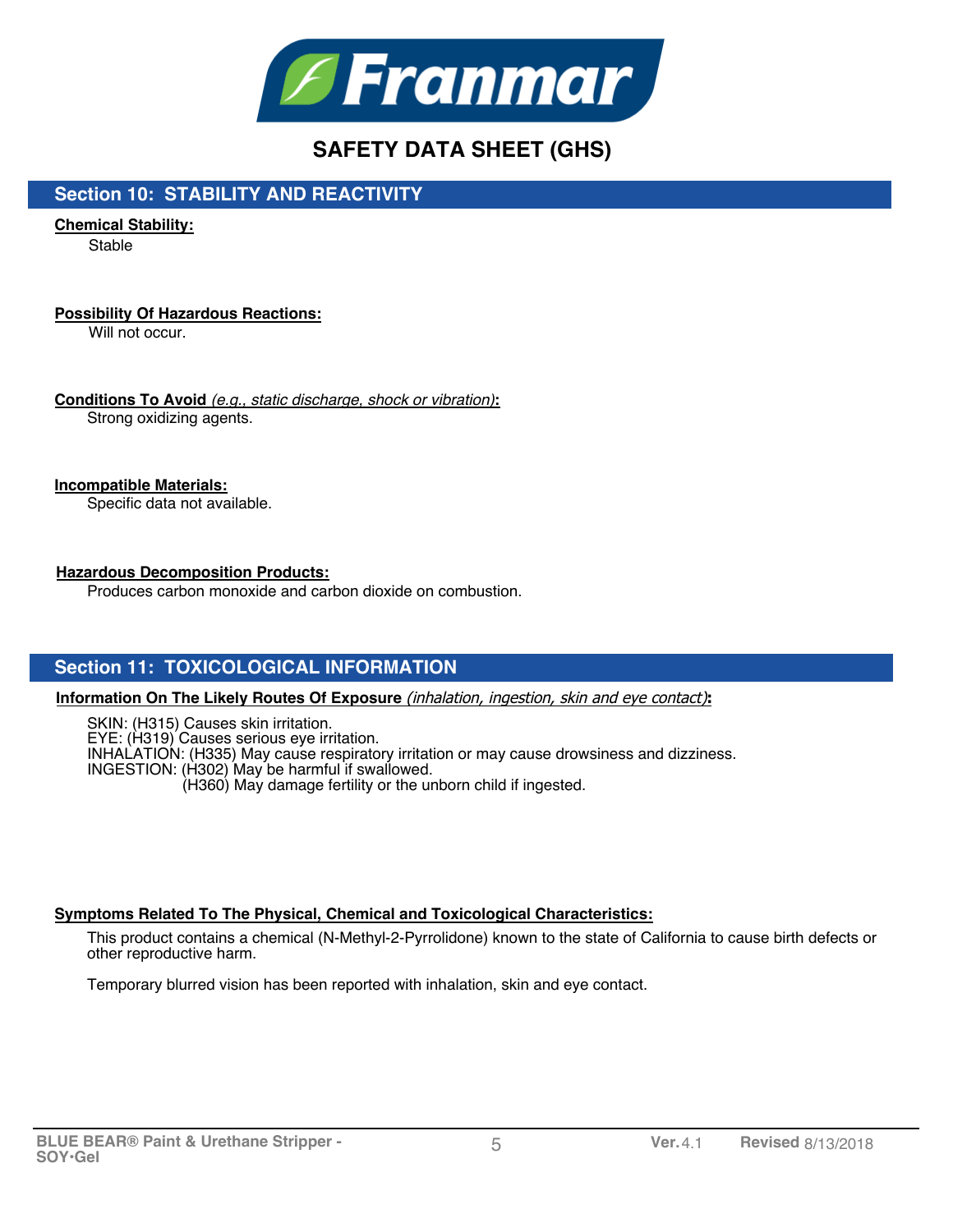# SAFETY DATA SHEET (GHS)

## Section 10: STABILITY AND REACTIVITY

**Chemical Stability:**

Stable

**Possibility Of Hazardous Reactions:**

Will not occur.

**Conditions To Avoid** *(e.g., static discharge, shock or vibration)***:**

Strong oxidizing agents.

**Incompatible Materials:**

Specific data not available.

**Hazardous Decomposition Products:**

Produces carbon monoxide and carbon dioxide on combustion.

## Section 11: TOXICOLOGICAL INFORMATION

**Information On The Likely Routes Of Exposure** *(inhalation, ingestion, skin and eye contact)***:**

SKIN: (H315) Causes skin irritation.
EYE: (H319) Causes serious eye irritation.
INHALATION: (H335) May cause respiratory irritation or may cause drowsiness and dizziness.
INGESTION: (H302) May be harmful if swallowed.
(H360) May damage fertility or the unborn child if ingested.

**Symptoms Related To The Physical, Chemical and Toxicological Characteristics:**

This product contains a chemical (N-Methyl-2-Pyrrolidone) known to the state of California to cause birth defects or other reproductive harm.

Temporary blurred vision has been reported with inhalation, skin and eye contact.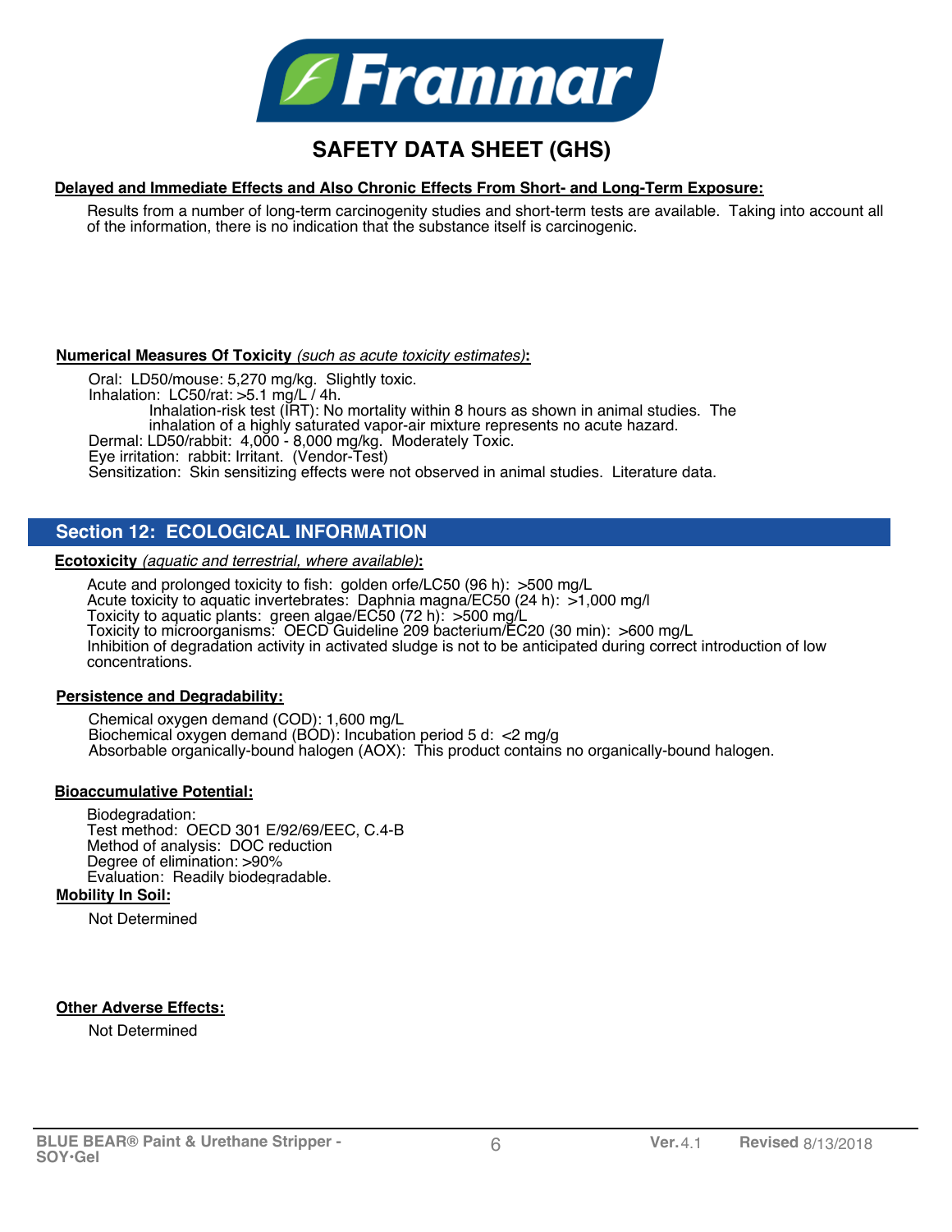# Franmar

## SAFETY DATA SHEET (GHS)

**Delayed and Immediate Effects and Also Chronic Effects From Short- and Long-Term Exposure:**

Results from a number of long-term carcinogenity studies and short-term tests are available. Taking into account all of the information, there is no indication that the substance itself is carcinogenic.

**Numerical Measures Of Toxicity** *(such as acute toxicity estimates)***:**

Oral: LD50/mouse: 5,270 mg/kg. Slightly toxic.
Inhalation: LC50/rat: >5.1 mg/L / 4h.
Inhalation-risk test (IRT): No mortality within 8 hours as shown in animal studies. The inhalation of a highly saturated vapor-air mixture represents no acute hazard.
Dermal: LD50/rabbit: 4,000 - 8,000 mg/kg. Moderately Toxic.
Eye irritation: rabbit: Irritant. (Vendor-Test)
Sensitization: Skin sensitizing effects were not observed in animal studies. Literature data.

## Section 12: ECOLOGICAL INFORMATION

**Ecotoxicity** *(aquatic and terrestrial, where available)***:**

Acute and prolonged toxicity to fish: golden orfe/LC50 (96 h): >500 mg/L
Acute toxicity to aquatic invertebrates: Daphnia magna/EC50 (24 h): >1,000 mg/l
Toxicity to aquatic plants: green algae/EC50 (72 h): >500 mg/L
Toxicity to microorganisms: OECD Guideline 209 bacterium/EC20 (30 min): >600 mg/L
Inhibition of degradation activity in activated sludge is not to be anticipated during correct introduction of low concentrations.

**Persistence and Degradability:**

Chemical oxygen demand (COD): 1,600 mg/L
Biochemical oxygen demand (BOD): Incubation period 5 d: <2 mg/g
Absorbable organically-bound halogen (AOX): This product contains no organically-bound halogen.

**Bioaccumulative Potential:**

Biodegradation:
Test method: OECD 301 E/92/69/EEC, C.4-B
Method of analysis: DOC reduction
Degree of elimination: >90%
Evaluation: Readily biodegradable.

**Mobility In Soil:**

Not Determined

**Other Adverse Effects:**

Not Determined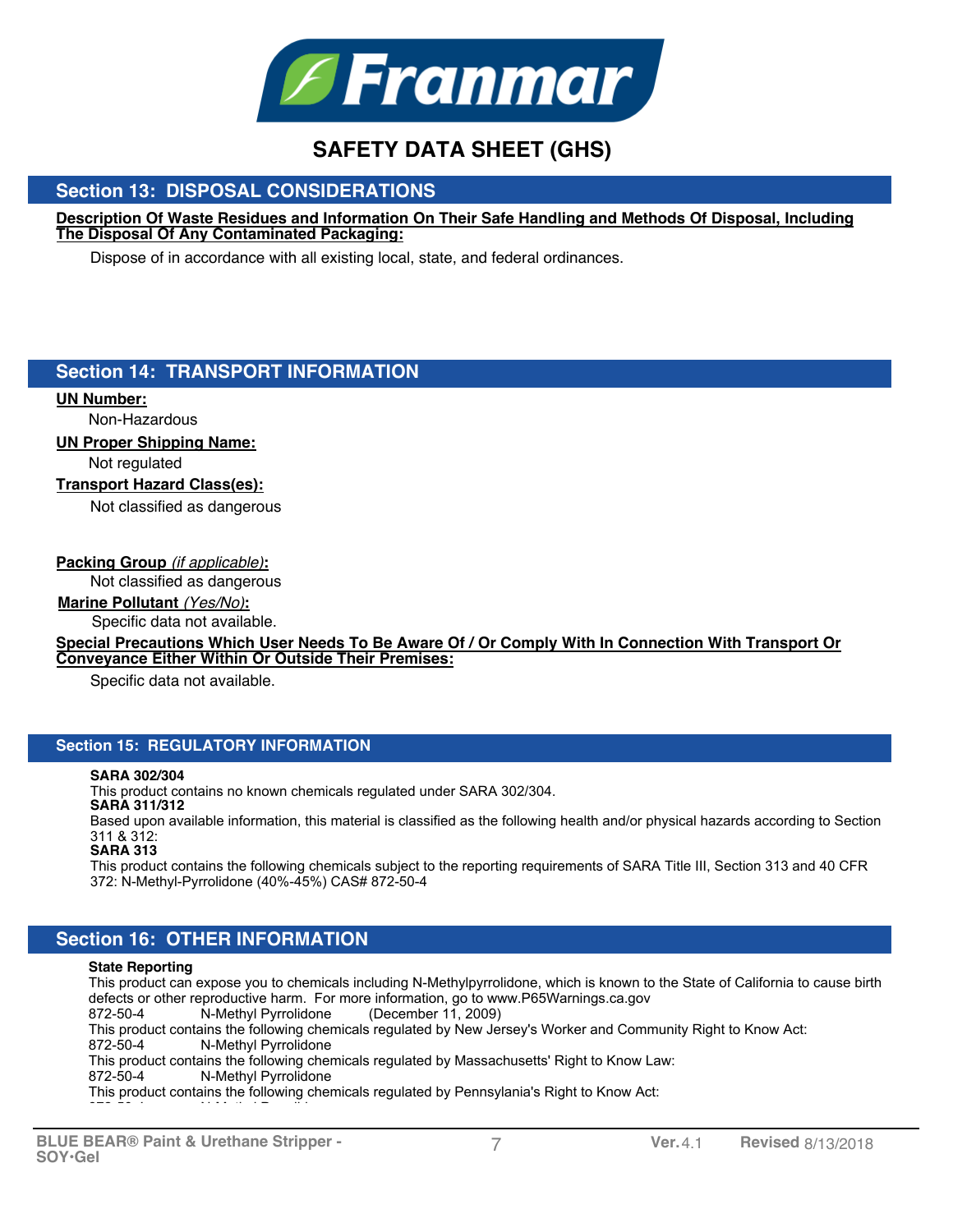# SAFETY DATA SHEET (GHS)

## Section 13: DISPOSAL CONSIDERATIONS

**Description Of Waste Residues and Information On Their Safe Handling and Methods Of Disposal, Including The Disposal Of Any Contaminated Packaging:**

Dispose of in accordance with all existing local, state, and federal ordinances.

## Section 14: TRANSPORT INFORMATION

**UN Number:**

Non-Hazardous

**UN Proper Shipping Name:**

Not regulated

**Transport Hazard Class(es):**

Not classified as dangerous

**Packing Group** *(if applicable)***:**

Not classified as dangerous

**Marine Pollutant** *(Yes/No)***:**

Specific data not available.

**Special Precautions Which User Needs To Be Aware Of / Or Comply With In Connection With Transport Or Conveyance Either Within Or Outside Their Premises:**

Specific data not available.

## Section 15: REGULATORY INFORMATION

**SARA 302/304**

This product contains no known chemicals regulated under SARA 302/304.

**SARA 311/312**

Based upon available information, this material is classified as the following health and/or physical hazards according to Section 311 & 312:

**SARA 313**

This product contains the following chemicals subject to the reporting requirements of SARA Title III, Section 313 and 40 CFR 372: N-Methyl-Pyrrolidone (40%-45%) CAS# 872-50-4

## Section 16: OTHER INFORMATION

**State Reporting**

This product can expose you to chemicals including N-Methylpyrrolidone, which is known to the State of California to cause birth defects or other reproductive harm. For more information, go to www.P65Warnings.ca.gov

872-50-4 N-Methyl Pyrrolidone (December 11, 2009)

This product contains the following chemicals regulated by New Jersey's Worker and Community Right to Know Act:

872-50-4 N-Methyl Pyrrolidone

This product contains the following chemicals regulated by Massachusetts' Right to Know Law:

872-50-4 N-Methyl Pyrrolidone

This product contains the following chemicals regulated by Pennsylania's Right to Know Act: